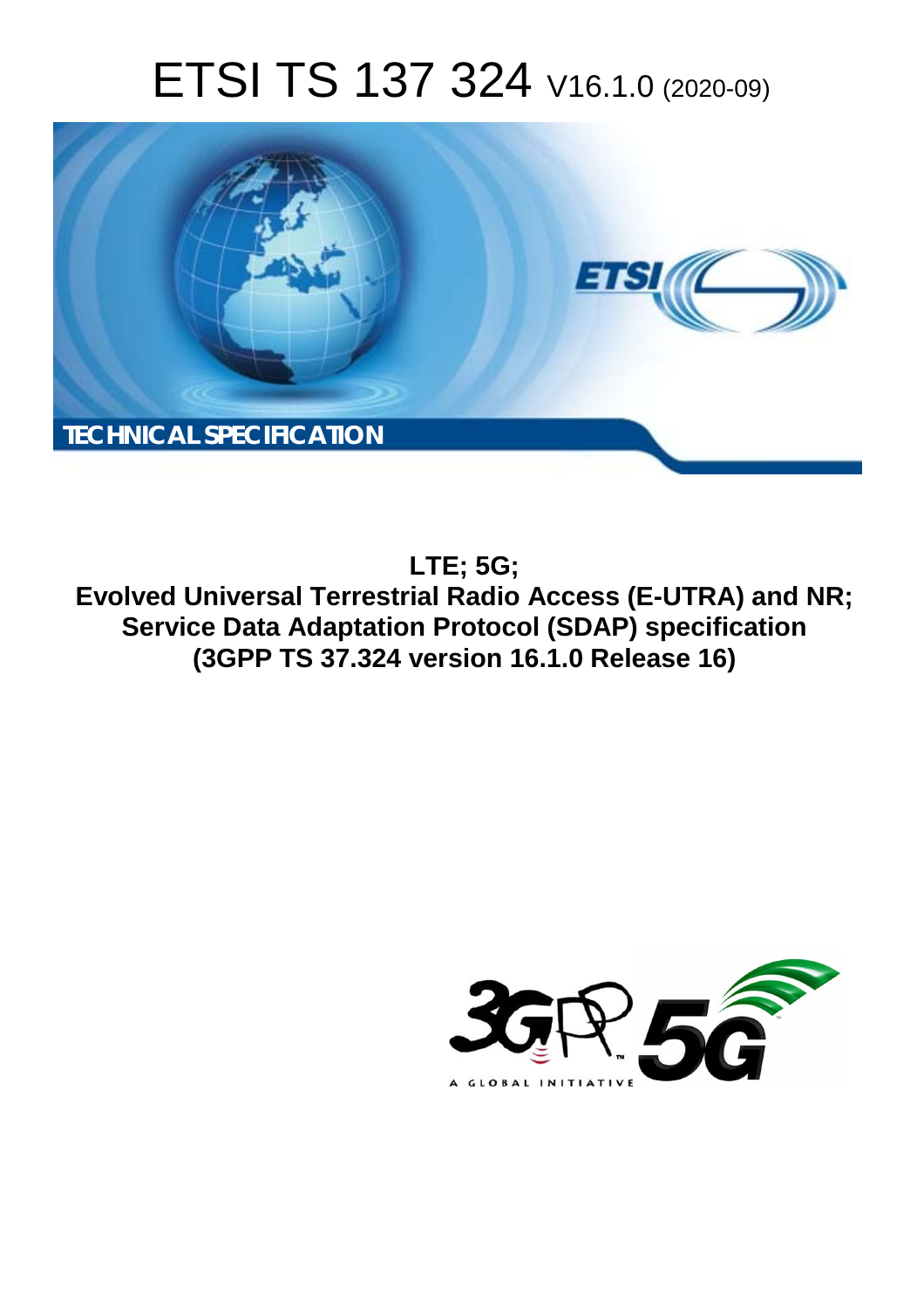# ETSI TS 137 324 V16.1.0 (2020-09)

TECHNICAL SPECIFICATION

**LTE; 5G;**
**Evolved Universal Terrestrial Radio Access (E-UTRA) and NR;**
**Service Data Adaptation Protocol (SDAP) specification**
**(3GPP TS 37.324 version 16.1.0 Release 16)**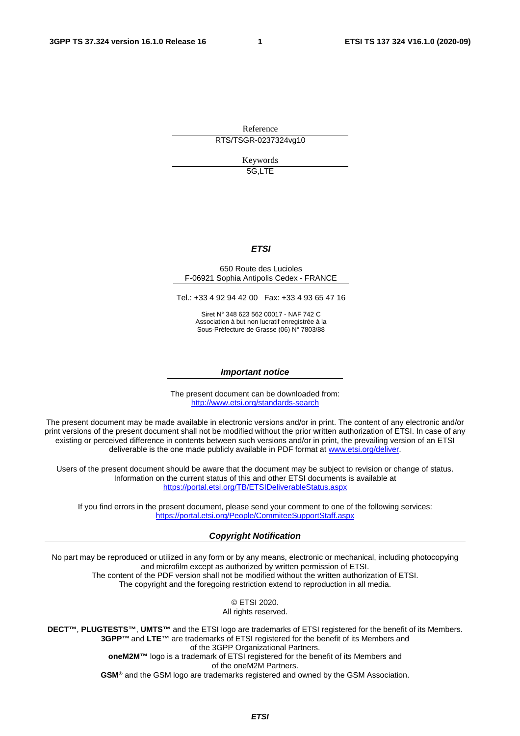Reference

RTS/TSGR-0237324vg10

Keywords

5G,LTE

***ETSI***

650 Route des Lucioles
F-06921 Sophia Antipolis Cedex - FRANCE

Tel.: +33 4 92 94 42 00   Fax: +33 4 93 65 47 16

Siret N° 348 623 562 00017 - NAF 742 C
Association à but non lucratif enregistrée à la
Sous-Préfecture de Grasse (06) N° 7803/88

***Important notice***

The present document can be downloaded from:
http://www.etsi.org/standards-search

The present document may be made available in electronic versions and/or in print. The content of any electronic and/or print versions of the present document shall not be modified without the prior written authorization of ETSI. In case of any existing or perceived difference in contents between such versions and/or in print, the prevailing version of an ETSI deliverable is the one made publicly available in PDF format at www.etsi.org/deliver.

Users of the present document should be aware that the document may be subject to revision or change of status. Information on the current status of this and other ETSI documents is available at
https://portal.etsi.org/TB/ETSIDeliverableStatus.aspx

If you find errors in the present document, please send your comment to one of the following services:
https://portal.etsi.org/People/CommiteeSupportStaff.aspx

***Copyright Notification***

No part may be reproduced or utilized in any form or by any means, electronic or mechanical, including photocopying and microfilm except as authorized by written permission of ETSI.
The content of the PDF version shall not be modified without the written authorization of ETSI.
The copyright and the foregoing restriction extend to reproduction in all media.

© ETSI 2020.
All rights reserved.

**DECT™**, **PLUGTESTS™**, **UMTS™** and the ETSI logo are trademarks of ETSI registered for the benefit of its Members.
**3GPP™** and **LTE™** are trademarks of ETSI registered for the benefit of its Members and of the 3GPP Organizational Partners.
**oneM2M™** logo is a trademark of ETSI registered for the benefit of its Members and of the oneM2M Partners.
**GSM®** and the GSM logo are trademarks registered and owned by the GSM Association.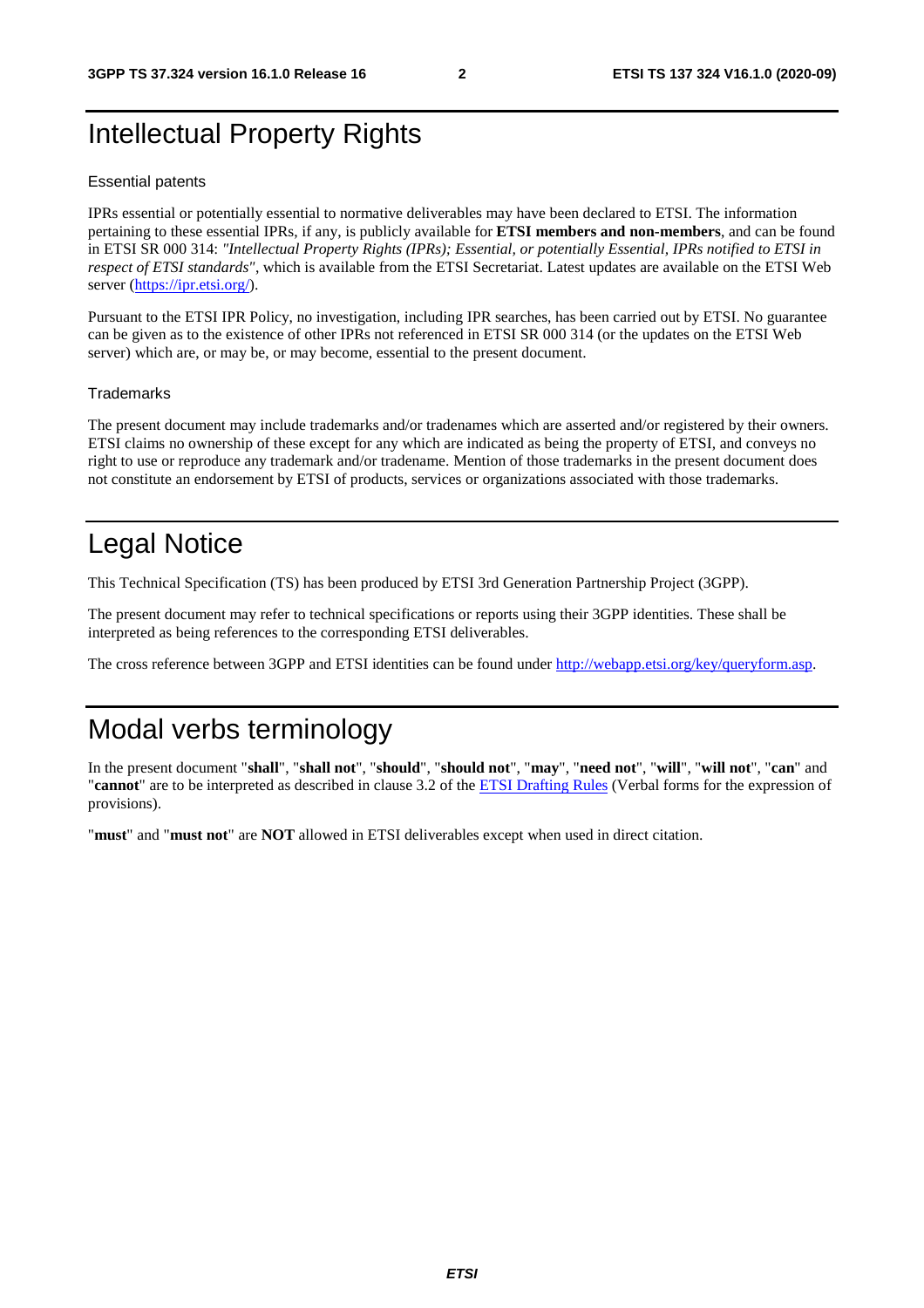# Intellectual Property Rights

## Essential patents

IPRs essential or potentially essential to normative deliverables may have been declared to ETSI. The information pertaining to these essential IPRs, if any, is publicly available for **ETSI members and non-members**, and can be found in ETSI SR 000 314: *"Intellectual Property Rights (IPRs); Essential, or potentially Essential, IPRs notified to ETSI in respect of ETSI standards"*, which is available from the ETSI Secretariat. Latest updates are available on the ETSI Web server (https://ipr.etsi.org/).

Pursuant to the ETSI IPR Policy, no investigation, including IPR searches, has been carried out by ETSI. No guarantee can be given as to the existence of other IPRs not referenced in ETSI SR 000 314 (or the updates on the ETSI Web server) which are, or may be, or may become, essential to the present document.

## Trademarks

The present document may include trademarks and/or tradenames which are asserted and/or registered by their owners. ETSI claims no ownership of these except for any which are indicated as being the property of ETSI, and conveys no right to use or reproduce any trademark and/or tradename. Mention of those trademarks in the present document does not constitute an endorsement by ETSI of products, services or organizations associated with those trademarks.

# Legal Notice

This Technical Specification (TS) has been produced by ETSI 3rd Generation Partnership Project (3GPP).

The present document may refer to technical specifications or reports using their 3GPP identities. These shall be interpreted as being references to the corresponding ETSI deliverables.

The cross reference between 3GPP and ETSI identities can be found under http://webapp.etsi.org/key/queryform.asp.

# Modal verbs terminology

In the present document "**shall**", "**shall not**", "**should**", "**should not**", "**may**", "**need not**", "**will**", "**will not**", "**can**" and "**cannot**" are to be interpreted as described in clause 3.2 of the ETSI Drafting Rules (Verbal forms for the expression of provisions).

"**must**" and "**must not**" are **NOT** allowed in ETSI deliverables except when used in direct citation.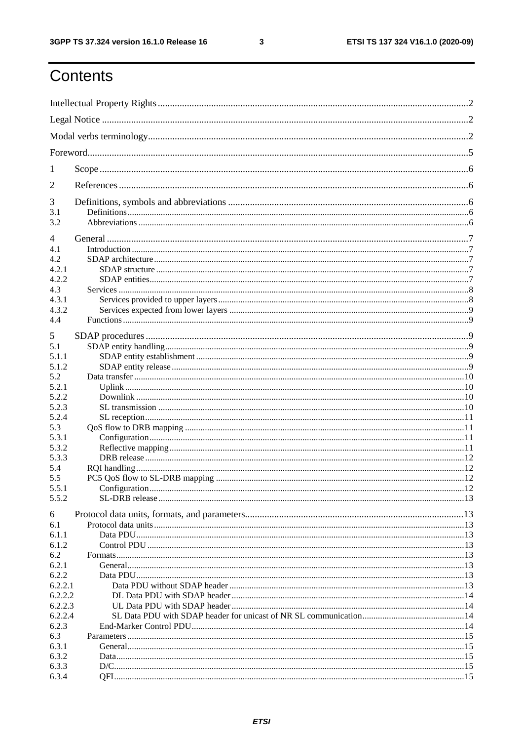# Contents

Intellectual Property Rights .......... 2

Legal Notice .......... 2

Modal verbs terminology .......... 2

Foreword .......... 5

1 Scope .......... 6

2 References .......... 6

3 Definitions, symbols and abbreviations .......... 6
- 3.1 Definitions .......... 6
- 3.2 Abbreviations .......... 6

4 General .......... 7
- 4.1 Introduction .......... 7
- 4.2 SDAP architecture .......... 7
  - 4.2.1 SDAP structure .......... 7
  - 4.2.2 SDAP entities .......... 7
- 4.3 Services .......... 8
  - 4.3.1 Services provided to upper layers .......... 8
  - 4.3.2 Services expected from lower layers .......... 9
- 4.4 Functions .......... 9

5 SDAP procedures .......... 9
- 5.1 SDAP entity handling .......... 9
  - 5.1.1 SDAP entity establishment .......... 9
  - 5.1.2 SDAP entity release .......... 9
- 5.2 Data transfer .......... 10
  - 5.2.1 Uplink .......... 10
  - 5.2.2 Downlink .......... 10
  - 5.2.3 SL transmission .......... 10
  - 5.2.4 SL reception .......... 11
- 5.3 QoS flow to DRB mapping .......... 11
  - 5.3.1 Configuration .......... 11
  - 5.3.2 Reflective mapping .......... 11
  - 5.3.3 DRB release .......... 12
- 5.4 RQI handling .......... 12
- 5.5 PC5 QoS flow to SL-DRB mapping .......... 12
  - 5.5.1 Configuration .......... 12
  - 5.5.2 SL-DRB release .......... 13

6 Protocol data units, formats, and parameters .......... 13
- 6.1 Protocol data units .......... 13
  - 6.1.1 Data PDU .......... 13
  - 6.1.2 Control PDU .......... 13
- 6.2 Formats .......... 13
  - 6.2.1 General .......... 13
  - 6.2.2 Data PDU .......... 13
    - 6.2.2.1 Data PDU without SDAP header .......... 13
    - 6.2.2.2 DL Data PDU with SDAP header .......... 14
    - 6.2.2.3 UL Data PDU with SDAP header .......... 14
    - 6.2.2.4 SL Data PDU with SDAP header for unicast of NR SL communication .......... 14
  - 6.2.3 End-Marker Control PDU .......... 14
- 6.3 Parameters .......... 15
  - 6.3.1 General .......... 15
  - 6.3.2 Data .......... 15
  - 6.3.3 D/C .......... 15
  - 6.3.4 QFI .......... 15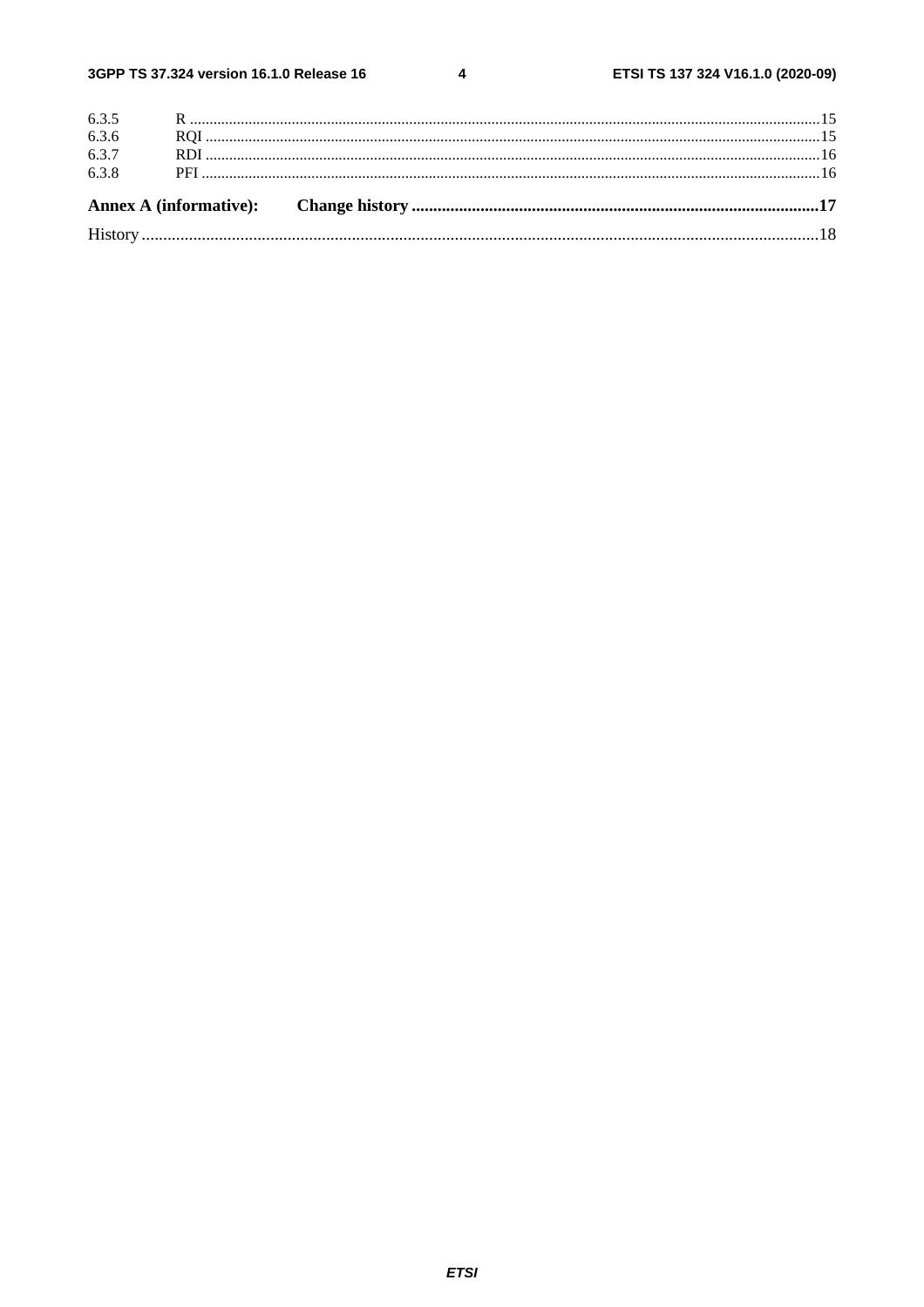6.3.5 R ......15
6.3.6 RQI ......15
6.3.7 RDI ......16
6.3.8 PFI ......16

**Annex A (informative): Change history ......17**

History ......18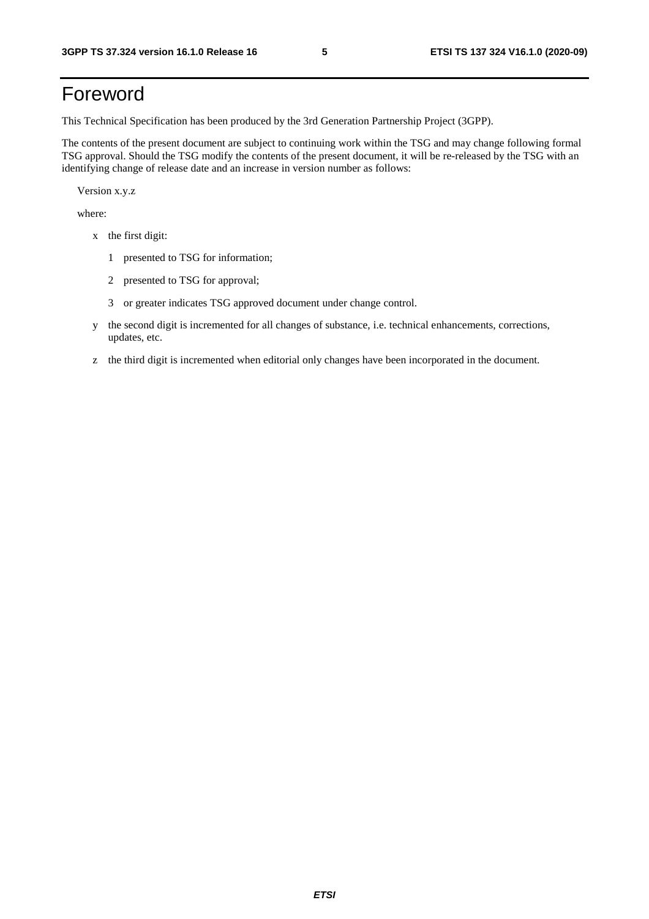# Foreword

This Technical Specification has been produced by the 3rd Generation Partnership Project (3GPP).

The contents of the present document are subject to continuing work within the TSG and may change following formal TSG approval. Should the TSG modify the contents of the present document, it will be re-released by the TSG with an identifying change of release date and an increase in version number as follows:

Version x.y.z

where:

- x the first digit:
  - 1 presented to TSG for information;
  - 2 presented to TSG for approval;
  - 3 or greater indicates TSG approved document under change control.
- y the second digit is incremented for all changes of substance, i.e. technical enhancements, corrections, updates, etc.
- z the third digit is incremented when editorial only changes have been incorporated in the document.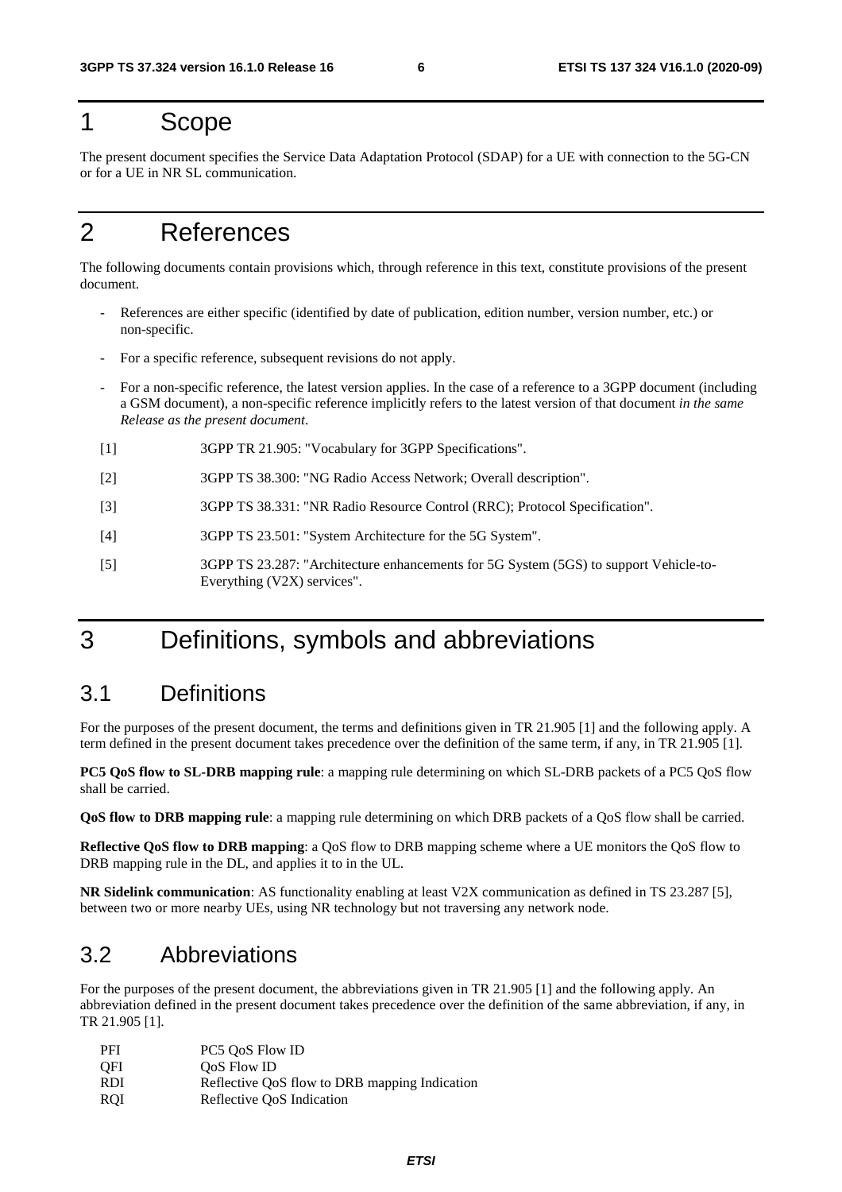# 1 Scope

The present document specifies the Service Data Adaptation Protocol (SDAP) for a UE with connection to the 5G-CN or for a UE in NR SL communication.

# 2 References

The following documents contain provisions which, through reference in this text, constitute provisions of the present document.

- References are either specific (identified by date of publication, edition number, version number, etc.) or non-specific.
- For a specific reference, subsequent revisions do not apply.
- For a non-specific reference, the latest version applies. In the case of a reference to a 3GPP document (including a GSM document), a non-specific reference implicitly refers to the latest version of that document *in the same Release as the present document*.

[1] 3GPP TR 21.905: "Vocabulary for 3GPP Specifications".

[2] 3GPP TS 38.300: "NG Radio Access Network; Overall description".

[3] 3GPP TS 38.331: "NR Radio Resource Control (RRC); Protocol Specification".

[4] 3GPP TS 23.501: "System Architecture for the 5G System".

[5] 3GPP TS 23.287: "Architecture enhancements for 5G System (5GS) to support Vehicle-to-Everything (V2X) services".

# 3 Definitions, symbols and abbreviations

## 3.1 Definitions

For the purposes of the present document, the terms and definitions given in TR 21.905 [1] and the following apply. A term defined in the present document takes precedence over the definition of the same term, if any, in TR 21.905 [1].

**PC5 QoS flow to SL-DRB mapping rule**: a mapping rule determining on which SL-DRB packets of a PC5 QoS flow shall be carried.

**QoS flow to DRB mapping rule**: a mapping rule determining on which DRB packets of a QoS flow shall be carried.

**Reflective QoS flow to DRB mapping**: a QoS flow to DRB mapping scheme where a UE monitors the QoS flow to DRB mapping rule in the DL, and applies it to in the UL.

**NR Sidelink communication**: AS functionality enabling at least V2X communication as defined in TS 23.287 [5], between two or more nearby UEs, using NR technology but not traversing any network node.

## 3.2 Abbreviations

For the purposes of the present document, the abbreviations given in TR 21.905 [1] and the following apply. An abbreviation defined in the present document takes precedence over the definition of the same abbreviation, if any, in TR 21.905 [1].

PFI PC5 QoS Flow ID
QFI QoS Flow ID
RDI Reflective QoS flow to DRB mapping Indication
RQI Reflective QoS Indication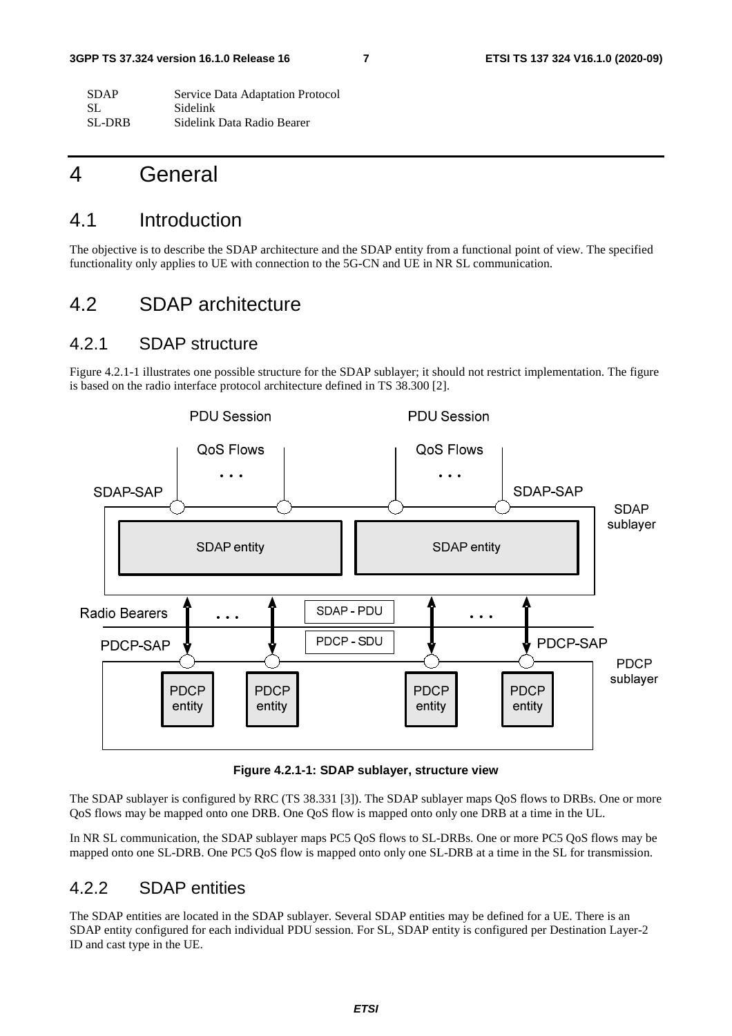| | |
|---|---|
| SDAP | Service Data Adaptation Protocol |
| SL | Sidelink |
| SL-DRB | Sidelink Data Radio Bearer |

# 4 General

## 4.1 Introduction

The objective is to describe the SDAP architecture and the SDAP entity from a functional point of view. The specified functionality only applies to UE with connection to the 5G-CN and UE in NR SL communication.

## 4.2 SDAP architecture

### 4.2.1 SDAP structure

Figure 4.2.1-1 illustrates one possible structure for the SDAP sublayer; it should not restrict implementation. The figure is based on the radio interface protocol architecture defined in TS 38.300 [2].

**Figure 4.2.1-1: SDAP sublayer, structure view**

The SDAP sublayer is configured by RRC (TS 38.331 [3]). The SDAP sublayer maps QoS flows to DRBs. One or more QoS flows may be mapped onto one DRB. One QoS flow is mapped onto only one DRB at a time in the UL.

In NR SL communication, the SDAP sublayer maps PC5 QoS flows to SL-DRBs. One or more PC5 QoS flows may be mapped onto one SL-DRB. One PC5 QoS flow is mapped onto only one SL-DRB at a time in the SL for transmission.

### 4.2.2 SDAP entities

The SDAP entities are located in the SDAP sublayer. Several SDAP entities may be defined for a UE. There is an SDAP entity configured for each individual PDU session. For SL, SDAP entity is configured per Destination Layer-2 ID and cast type in the UE.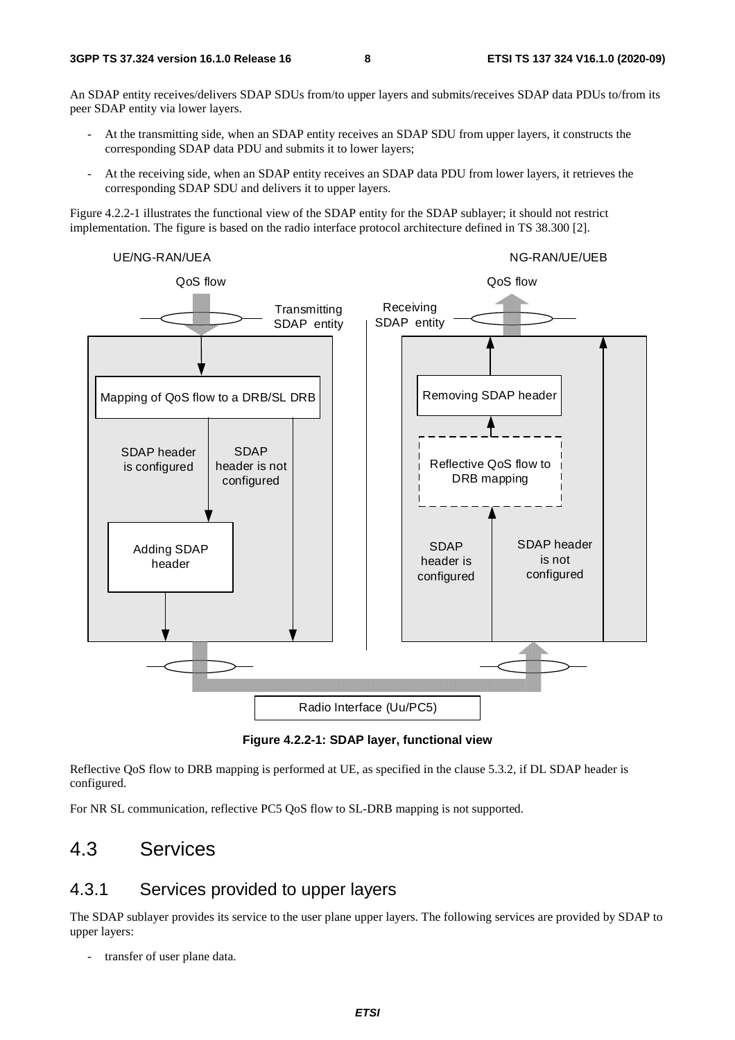An SDAP entity receives/delivers SDAP SDUs from/to upper layers and submits/receives SDAP data PDUs to/from its peer SDAP entity via lower layers.

- At the transmitting side, when an SDAP entity receives an SDAP SDU from upper layers, it constructs the corresponding SDAP data PDU and submits it to lower layers;
- At the receiving side, when an SDAP entity receives an SDAP data PDU from lower layers, it retrieves the corresponding SDAP SDU and delivers it to upper layers.

Figure 4.2.2-1 illustrates the functional view of the SDAP entity for the SDAP sublayer; it should not restrict implementation. The figure is based on the radio interface protocol architecture defined in TS 38.300 [2].

**Figure 4.2.2-1: SDAP layer, functional view**

Reflective QoS flow to DRB mapping is performed at UE, as specified in the clause 5.3.2, if DL SDAP header is configured.

For NR SL communication, reflective PC5 QoS flow to SL-DRB mapping is not supported.

# 4.3 Services

## 4.3.1 Services provided to upper layers

The SDAP sublayer provides its service to the user plane upper layers. The following services are provided by SDAP to upper layers:

- transfer of user plane data.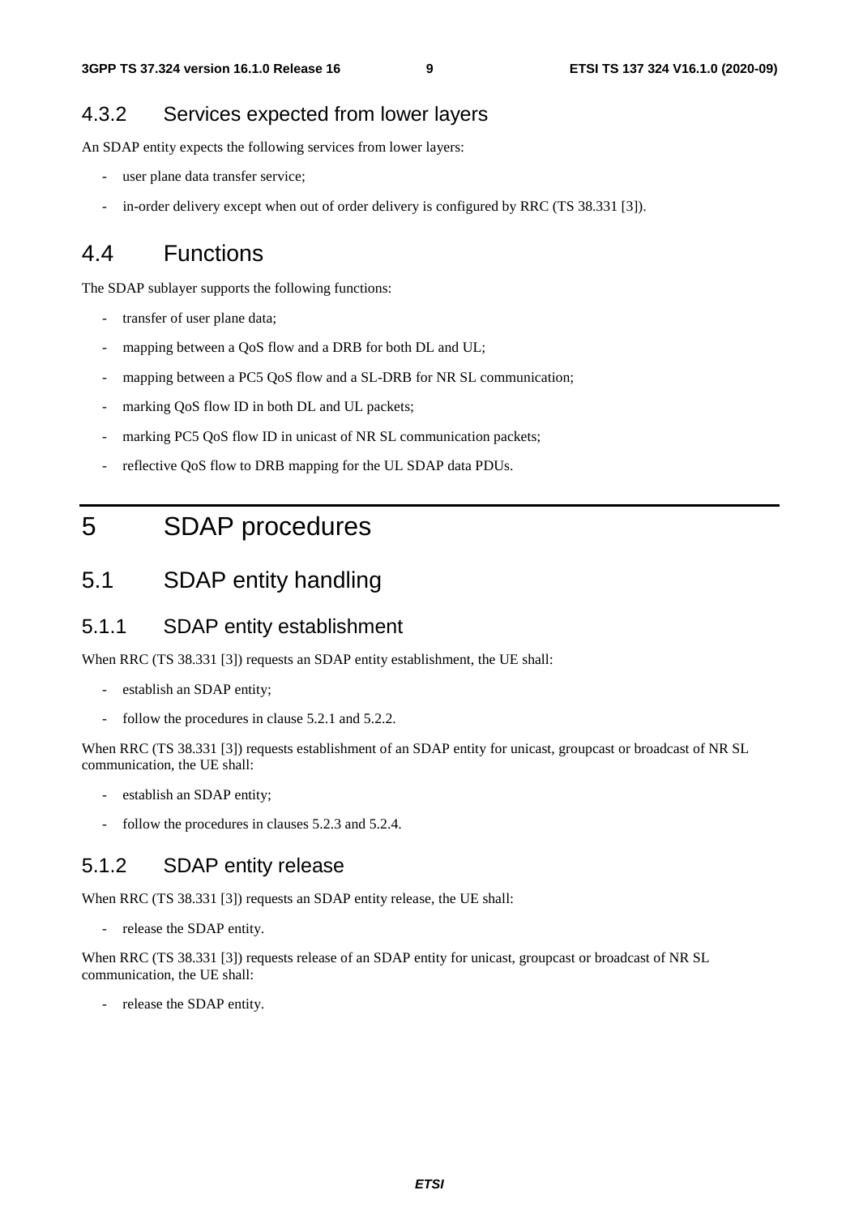### 4.3.2 Services expected from lower layers

An SDAP entity expects the following services from lower layers:

- user plane data transfer service;
- in-order delivery except when out of order delivery is configured by RRC (TS 38.331 [3]).

## 4.4 Functions

The SDAP sublayer supports the following functions:

- transfer of user plane data;
- mapping between a QoS flow and a DRB for both DL and UL;
- mapping between a PC5 QoS flow and a SL-DRB for NR SL communication;
- marking QoS flow ID in both DL and UL packets;
- marking PC5 QoS flow ID in unicast of NR SL communication packets;
- reflective QoS flow to DRB mapping for the UL SDAP data PDUs.

# 5 SDAP procedures

## 5.1 SDAP entity handling

### 5.1.1 SDAP entity establishment

When RRC (TS 38.331 [3]) requests an SDAP entity establishment, the UE shall:

- establish an SDAP entity;
- follow the procedures in clause 5.2.1 and 5.2.2.

When RRC (TS 38.331 [3]) requests establishment of an SDAP entity for unicast, groupcast or broadcast of NR SL communication, the UE shall:

- establish an SDAP entity;
- follow the procedures in clauses 5.2.3 and 5.2.4.

### 5.1.2 SDAP entity release

When RRC (TS 38.331 [3]) requests an SDAP entity release, the UE shall:

- release the SDAP entity.

When RRC (TS 38.331 [3]) requests release of an SDAP entity for unicast, groupcast or broadcast of NR SL communication, the UE shall:

- release the SDAP entity.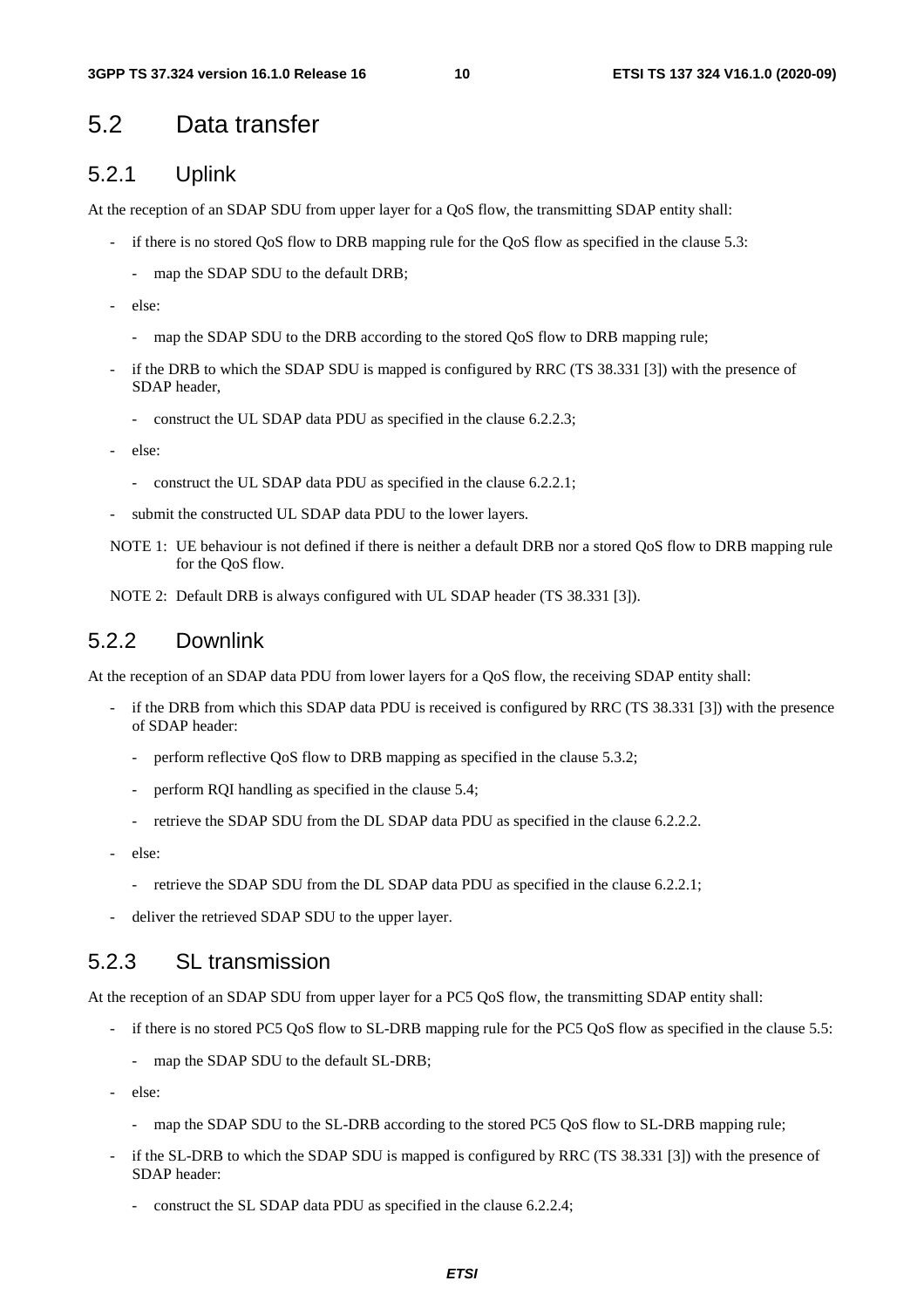## 5.2 Data transfer

### 5.2.1 Uplink

At the reception of an SDAP SDU from upper layer for a QoS flow, the transmitting SDAP entity shall:

- if there is no stored QoS flow to DRB mapping rule for the QoS flow as specified in the clause 5.3:
  - map the SDAP SDU to the default DRB;
- else:
  - map the SDAP SDU to the DRB according to the stored QoS flow to DRB mapping rule;
- if the DRB to which the SDAP SDU is mapped is configured by RRC (TS 38.331 [3]) with the presence of SDAP header,
  - construct the UL SDAP data PDU as specified in the clause 6.2.2.3;
- else:
  - construct the UL SDAP data PDU as specified in the clause 6.2.2.1;
- submit the constructed UL SDAP data PDU to the lower layers.

NOTE 1: UE behaviour is not defined if there is neither a default DRB nor a stored QoS flow to DRB mapping rule for the QoS flow.

NOTE 2: Default DRB is always configured with UL SDAP header (TS 38.331 [3]).

### 5.2.2 Downlink

At the reception of an SDAP data PDU from lower layers for a QoS flow, the receiving SDAP entity shall:

- if the DRB from which this SDAP data PDU is received is configured by RRC (TS 38.331 [3]) with the presence of SDAP header:
  - perform reflective QoS flow to DRB mapping as specified in the clause 5.3.2;
  - perform RQI handling as specified in the clause 5.4;
  - retrieve the SDAP SDU from the DL SDAP data PDU as specified in the clause 6.2.2.2.
- else:
  - retrieve the SDAP SDU from the DL SDAP data PDU as specified in the clause 6.2.2.1;
- deliver the retrieved SDAP SDU to the upper layer.

### 5.2.3 SL transmission

At the reception of an SDAP SDU from upper layer for a PC5 QoS flow, the transmitting SDAP entity shall:

- if there is no stored PC5 QoS flow to SL-DRB mapping rule for the PC5 QoS flow as specified in the clause 5.5:
  - map the SDAP SDU to the default SL-DRB;
- else:
  - map the SDAP SDU to the SL-DRB according to the stored PC5 QoS flow to SL-DRB mapping rule;
- if the SL-DRB to which the SDAP SDU is mapped is configured by RRC (TS 38.331 [3]) with the presence of SDAP header:
  - construct the SL SDAP data PDU as specified in the clause 6.2.2.4;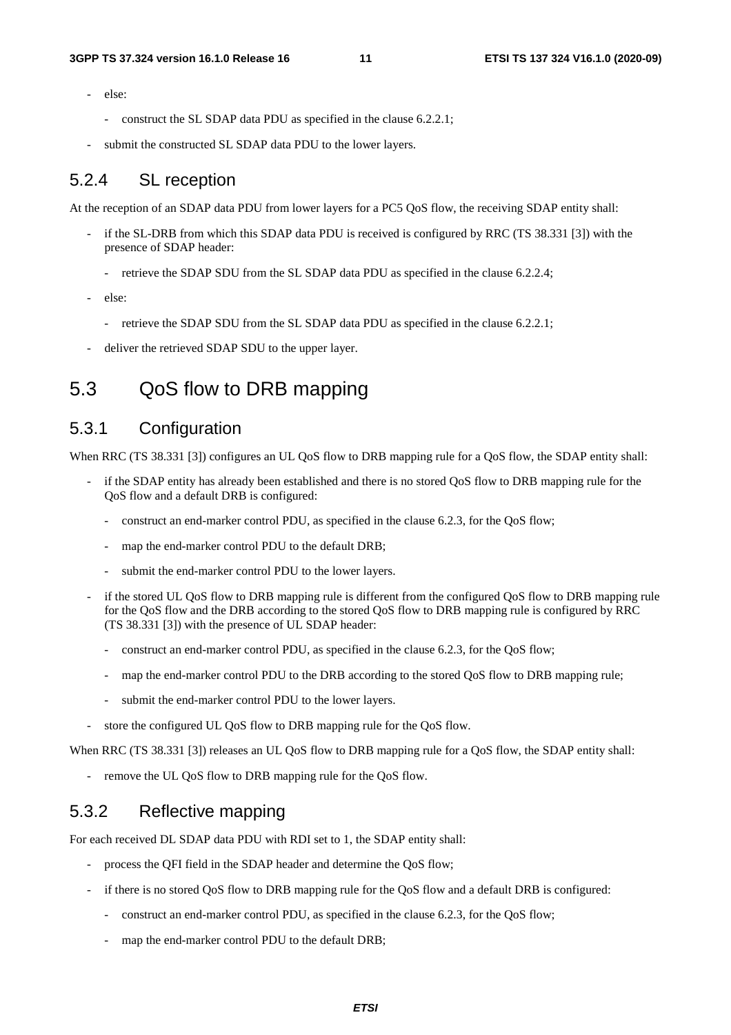- else:

  - construct the SL SDAP data PDU as specified in the clause 6.2.2.1;

- submit the constructed SL SDAP data PDU to the lower layers.

### 5.2.4 SL reception

At the reception of an SDAP data PDU from lower layers for a PC5 QoS flow, the receiving SDAP entity shall:

- if the SL-DRB from which this SDAP data PDU is received is configured by RRC (TS 38.331 [3]) with the presence of SDAP header:

  - retrieve the SDAP SDU from the SL SDAP data PDU as specified in the clause 6.2.2.4;

- else:

  - retrieve the SDAP SDU from the SL SDAP data PDU as specified in the clause 6.2.2.1;

- deliver the retrieved SDAP SDU to the upper layer.

## 5.3 QoS flow to DRB mapping

### 5.3.1 Configuration

When RRC (TS 38.331 [3]) configures an UL QoS flow to DRB mapping rule for a QoS flow, the SDAP entity shall:

- if the SDAP entity has already been established and there is no stored QoS flow to DRB mapping rule for the QoS flow and a default DRB is configured:

  - construct an end-marker control PDU, as specified in the clause 6.2.3, for the QoS flow;

  - map the end-marker control PDU to the default DRB;

  - submit the end-marker control PDU to the lower layers.

- if the stored UL QoS flow to DRB mapping rule is different from the configured QoS flow to DRB mapping rule for the QoS flow and the DRB according to the stored QoS flow to DRB mapping rule is configured by RRC (TS 38.331 [3]) with the presence of UL SDAP header:

  - construct an end-marker control PDU, as specified in the clause 6.2.3, for the QoS flow;

  - map the end-marker control PDU to the DRB according to the stored QoS flow to DRB mapping rule;

  - submit the end-marker control PDU to the lower layers.

- store the configured UL QoS flow to DRB mapping rule for the QoS flow.

When RRC (TS 38.331 [3]) releases an UL QoS flow to DRB mapping rule for a QoS flow, the SDAP entity shall:

- remove the UL QoS flow to DRB mapping rule for the QoS flow.

### 5.3.2 Reflective mapping

For each received DL SDAP data PDU with RDI set to 1, the SDAP entity shall:

- process the QFI field in the SDAP header and determine the QoS flow;

- if there is no stored QoS flow to DRB mapping rule for the QoS flow and a default DRB is configured:

  - construct an end-marker control PDU, as specified in the clause 6.2.3, for the QoS flow;

  - map the end-marker control PDU to the default DRB;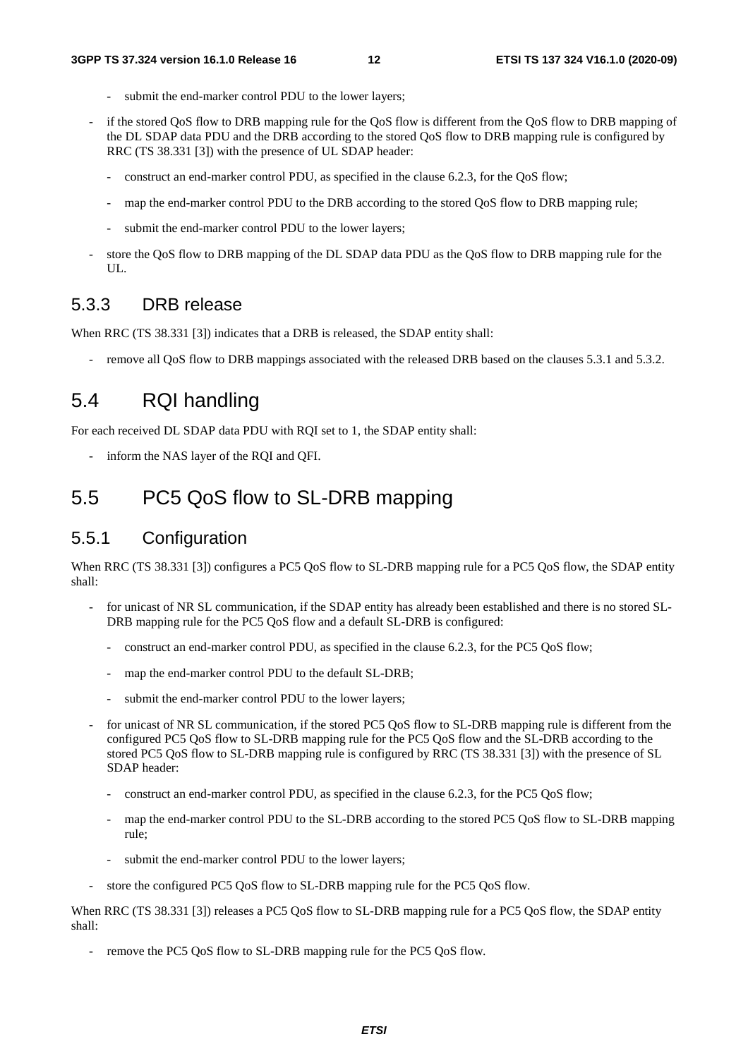- submit the end-marker control PDU to the lower layers;

- if the stored QoS flow to DRB mapping rule for the QoS flow is different from the QoS flow to DRB mapping of the DL SDAP data PDU and the DRB according to the stored QoS flow to DRB mapping rule is configured by RRC (TS 38.331 [3]) with the presence of UL SDAP header:
  - construct an end-marker control PDU, as specified in the clause 6.2.3, for the QoS flow;
  - map the end-marker control PDU to the DRB according to the stored QoS flow to DRB mapping rule;
  - submit the end-marker control PDU to the lower layers;
- store the QoS flow to DRB mapping of the DL SDAP data PDU as the QoS flow to DRB mapping rule for the UL.

### 5.3.3 DRB release

When RRC (TS 38.331 [3]) indicates that a DRB is released, the SDAP entity shall:

- remove all QoS flow to DRB mappings associated with the released DRB based on the clauses 5.3.1 and 5.3.2.

## 5.4 RQI handling

For each received DL SDAP data PDU with RQI set to 1, the SDAP entity shall:

- inform the NAS layer of the RQI and QFI.

## 5.5 PC5 QoS flow to SL-DRB mapping

### 5.5.1 Configuration

When RRC (TS 38.331 [3]) configures a PC5 QoS flow to SL-DRB mapping rule for a PC5 QoS flow, the SDAP entity shall:

- for unicast of NR SL communication, if the SDAP entity has already been established and there is no stored SL-DRB mapping rule for the PC5 QoS flow and a default SL-DRB is configured:
  - construct an end-marker control PDU, as specified in the clause 6.2.3, for the PC5 QoS flow;
  - map the end-marker control PDU to the default SL-DRB;
  - submit the end-marker control PDU to the lower layers;
- for unicast of NR SL communication, if the stored PC5 QoS flow to SL-DRB mapping rule is different from the configured PC5 QoS flow to SL-DRB mapping rule for the PC5 QoS flow and the SL-DRB according to the stored PC5 QoS flow to SL-DRB mapping rule is configured by RRC (TS 38.331 [3]) with the presence of SL SDAP header:
  - construct an end-marker control PDU, as specified in the clause 6.2.3, for the PC5 QoS flow;
  - map the end-marker control PDU to the SL-DRB according to the stored PC5 QoS flow to SL-DRB mapping rule;
  - submit the end-marker control PDU to the lower layers;
- store the configured PC5 QoS flow to SL-DRB mapping rule for the PC5 QoS flow.

When RRC (TS 38.331 [3]) releases a PC5 QoS flow to SL-DRB mapping rule for a PC5 QoS flow, the SDAP entity shall:

- remove the PC5 QoS flow to SL-DRB mapping rule for the PC5 QoS flow.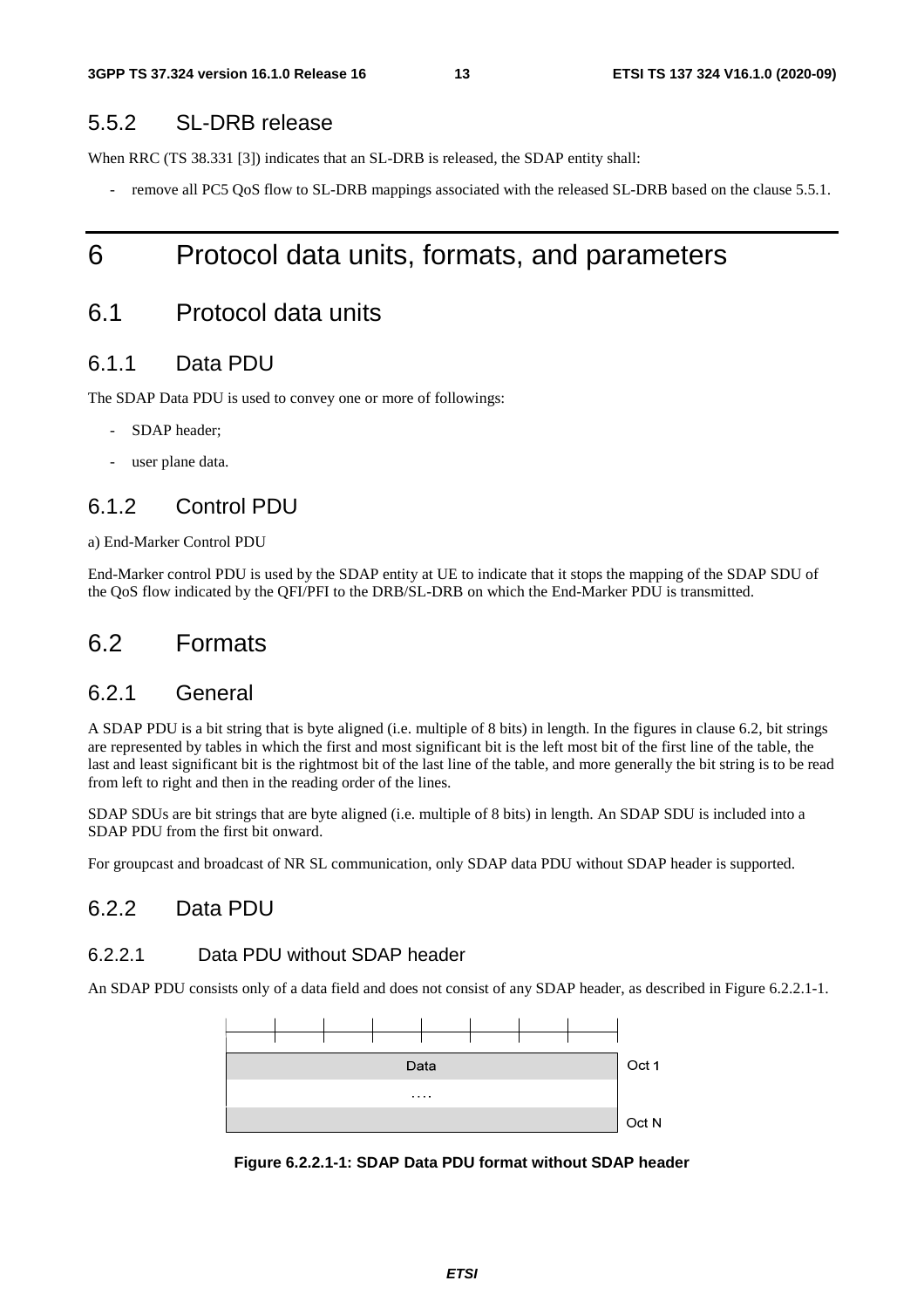### 5.5.2 SL-DRB release

When RRC (TS 38.331 [3]) indicates that an SL-DRB is released, the SDAP entity shall:

- remove all PC5 QoS flow to SL-DRB mappings associated with the released SL-DRB based on the clause 5.5.1.

# 6 Protocol data units, formats, and parameters

## 6.1 Protocol data units

### 6.1.1 Data PDU

The SDAP Data PDU is used to convey one or more of followings:

- SDAP header;
- user plane data.

### 6.1.2 Control PDU

a) End-Marker Control PDU

End-Marker control PDU is used by the SDAP entity at UE to indicate that it stops the mapping of the SDAP SDU of the QoS flow indicated by the QFI/PFI to the DRB/SL-DRB on which the End-Marker PDU is transmitted.

## 6.2 Formats

### 6.2.1 General

A SDAP PDU is a bit string that is byte aligned (i.e. multiple of 8 bits) in length. In the figures in clause 6.2, bit strings are represented by tables in which the first and most significant bit is the left most bit of the first line of the table, the last and least significant bit is the rightmost bit of the last line of the table, and more generally the bit string is to be read from left to right and then in the reading order of the lines.

SDAP SDUs are bit strings that are byte aligned (i.e. multiple of 8 bits) in length. An SDAP SDU is included into a SDAP PDU from the first bit onward.

For groupcast and broadcast of NR SL communication, only SDAP data PDU without SDAP header is supported.

### 6.2.2 Data PDU

#### 6.2.2.1 Data PDU without SDAP header

An SDAP PDU consists only of a data field and does not consist of any SDAP header, as described in Figure 6.2.2.1-1.

| Data | Oct 1 |
|---|---|
| .... | |
| | Oct N |

**Figure 6.2.2.1-1: SDAP Data PDU format without SDAP header**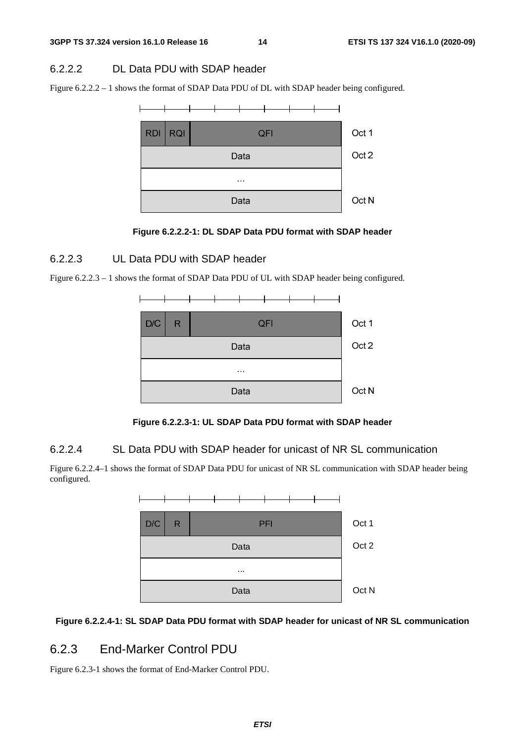#### 6.2.2.2 DL Data PDU with SDAP header

Figure 6.2.2.2 – 1 shows the format of SDAP Data PDU of DL with SDAP header being configured.

| RDI | RQI | QFI | Oct 1 |
|---|---|---|---|
| Data | | | Oct 2 |
| ... | | | |
| Data | | | Oct N |

**Figure 6.2.2.2-1: DL SDAP Data PDU format with SDAP header**

#### 6.2.2.3 UL Data PDU with SDAP header

Figure 6.2.2.3 – 1 shows the format of SDAP Data PDU of UL with SDAP header being configured.

| D/C | R | QFI | Oct 1 |
|---|---|---|---|
| Data | | | Oct 2 |
| ... | | | |
| Data | | | Oct N |

**Figure 6.2.2.3-1: UL SDAP Data PDU format with SDAP header**

#### 6.2.2.4 SL Data PDU with SDAP header for unicast of NR SL communication

Figure 6.2.2.4–1 shows the format of SDAP Data PDU for unicast of NR SL communication with SDAP header being configured.

| D/C | R | PFI | Oct 1 |
|---|---|---|---|
| Data | | | Oct 2 |
| ... | | | |
| Data | | | Oct N |

**Figure 6.2.2.4-1: SL SDAP Data PDU format with SDAP header for unicast of NR SL communication**

### 6.2.3 End-Marker Control PDU

Figure 6.2.3-1 shows the format of End-Marker Control PDU.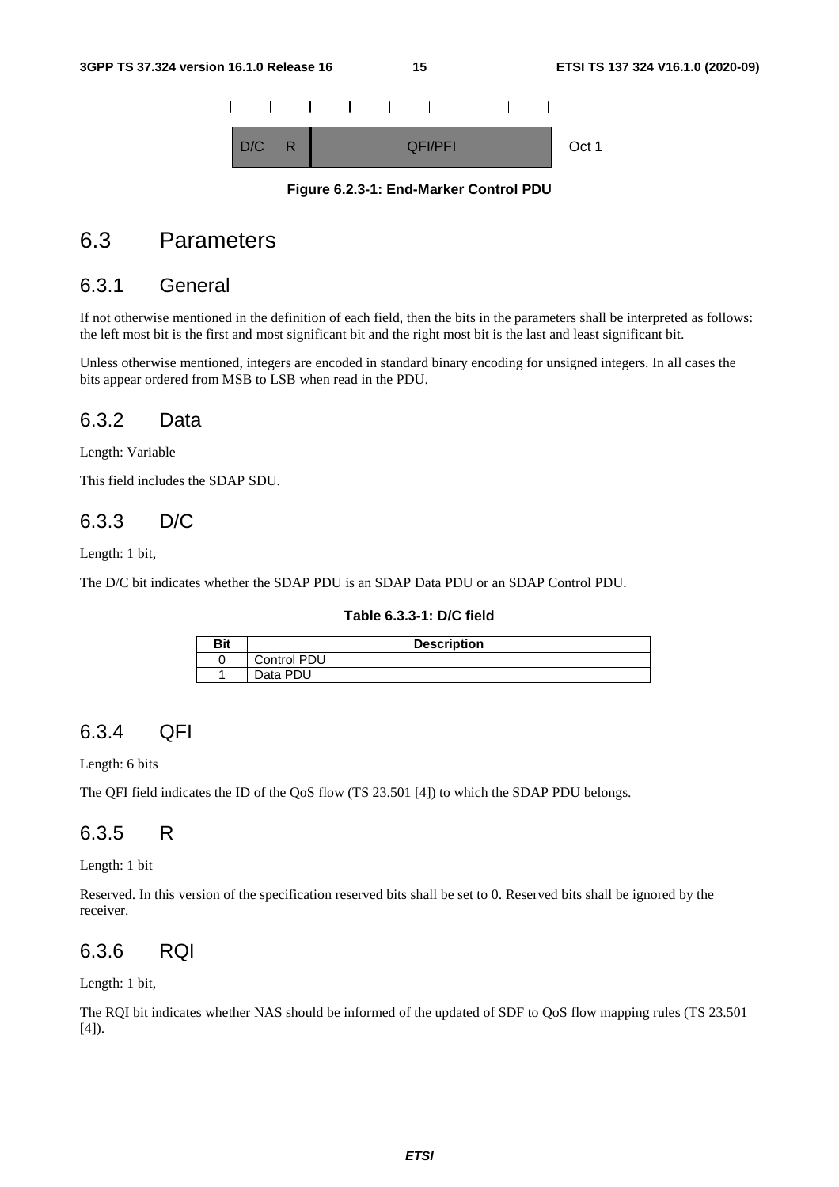| D/C | R | QFI/PFI | Oct 1 |
| --- | --- | --- | --- |

**Figure 6.2.3-1: End-Marker Control PDU**

# 6.3 Parameters

## 6.3.1 General

If not otherwise mentioned in the definition of each field, then the bits in the parameters shall be interpreted as follows: the left most bit is the first and most significant bit and the right most bit is the last and least significant bit.

Unless otherwise mentioned, integers are encoded in standard binary encoding for unsigned integers. In all cases the bits appear ordered from MSB to LSB when read in the PDU.

## 6.3.2 Data

Length: Variable

This field includes the SDAP SDU.

## 6.3.3 D/C

Length: 1 bit,

The D/C bit indicates whether the SDAP PDU is an SDAP Data PDU or an SDAP Control PDU.

**Table 6.3.3-1: D/C field**

| Bit | Description |
| --- | --- |
| 0 | Control PDU |
| 1 | Data PDU |

## 6.3.4 QFI

Length: 6 bits

The QFI field indicates the ID of the QoS flow (TS 23.501 [4]) to which the SDAP PDU belongs.

## 6.3.5 R

Length: 1 bit

Reserved. In this version of the specification reserved bits shall be set to 0. Reserved bits shall be ignored by the receiver.

## 6.3.6 RQI

Length: 1 bit,

The RQI bit indicates whether NAS should be informed of the updated of SDF to QoS flow mapping rules (TS 23.501 [4]).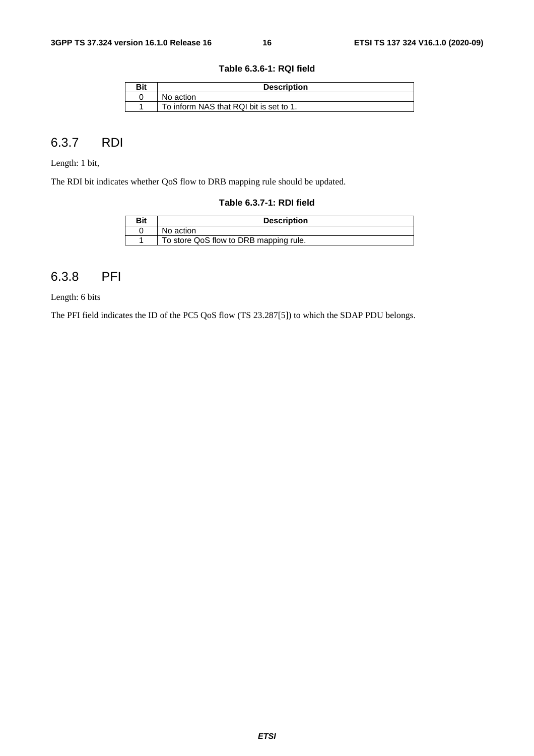**Table 6.3.6-1: RQI field**

| Bit | Description |
|---|---|
| 0 | No action |
| 1 | To inform NAS that RQI bit is set to 1. |

### 6.3.7 RDI

Length: 1 bit,

The RDI bit indicates whether QoS flow to DRB mapping rule should be updated.

**Table 6.3.7-1: RDI field**

| Bit | Description |
|---|---|
| 0 | No action |
| 1 | To store QoS flow to DRB mapping rule. |

### 6.3.8 PFI

Length: 6 bits

The PFI field indicates the ID of the PC5 QoS flow (TS 23.287[5]) to which the SDAP PDU belongs.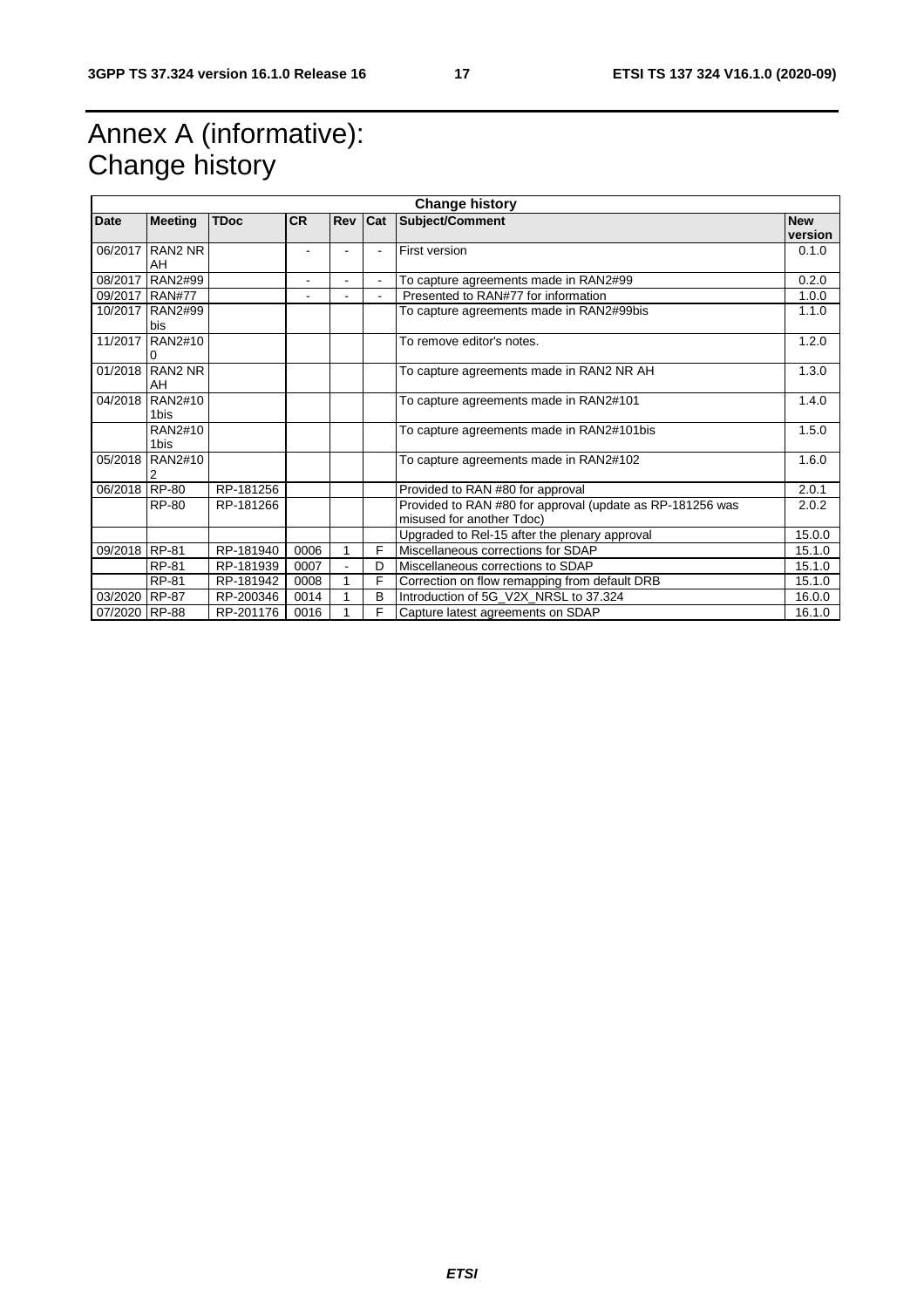# Annex A (informative): Change history

| Change history | | | | | | | |
|---|---|---|---|---|---|---|---|
| **Date** | **Meeting** | **TDoc** | **CR** | **Rev** | **Cat** | **Subject/Comment** | **New version** |
| 06/2017 | RAN2 NR AH | | - | - | - | First version | 0.1.0 |
| 08/2017 | RAN2#99 | | - | - | - | To capture agreements made in RAN2#99 | 0.2.0 |
| 09/2017 | RAN#77 | | - | - | - | Presented to RAN#77 for information | 1.0.0 |
| 10/2017 | RAN2#99bis | | | | | To capture agreements made in RAN2#99bis | 1.1.0 |
| 11/2017 | RAN2#100 | | | | | To remove editor's notes. | 1.2.0 |
| 01/2018 | RAN2 NR AH | | | | | To capture agreements made in RAN2 NR AH | 1.3.0 |
| 04/2018 | RAN2#101bis | | | | | To capture agreements made in RAN2#101 | 1.4.0 |
| | RAN2#101bis | | | | | To capture agreements made in RAN2#101bis | 1.5.0 |
| 05/2018 | RAN2#102 | | | | | To capture agreements made in RAN2#102 | 1.6.0 |
| 06/2018 | RP-80 | RP-181256 | | | | Provided to RAN #80 for approval | 2.0.1 |
| | RP-80 | RP-181266 | | | | Provided to RAN #80 for approval (update as RP-181256 was misused for another Tdoc) | 2.0.2 |
| | | | | | | Upgraded to Rel-15 after the plenary approval | 15.0.0 |
| 09/2018 | RP-81 | RP-181940 | 0006 | 1 | F | Miscellaneous corrections for SDAP | 15.1.0 |
| | RP-81 | RP-181939 | 0007 | - | D | Miscellaneous corrections to SDAP | 15.1.0 |
| | RP-81 | RP-181942 | 0008 | 1 | F | Correction on flow remapping from default DRB | 15.1.0 |
| 03/2020 | RP-87 | RP-200346 | 0014 | 1 | B | Introduction of 5G_V2X_NRSL to 37.324 | 16.0.0 |
| 07/2020 | RP-88 | RP-201176 | 0016 | 1 | F | Capture latest agreements on SDAP | 16.1.0 |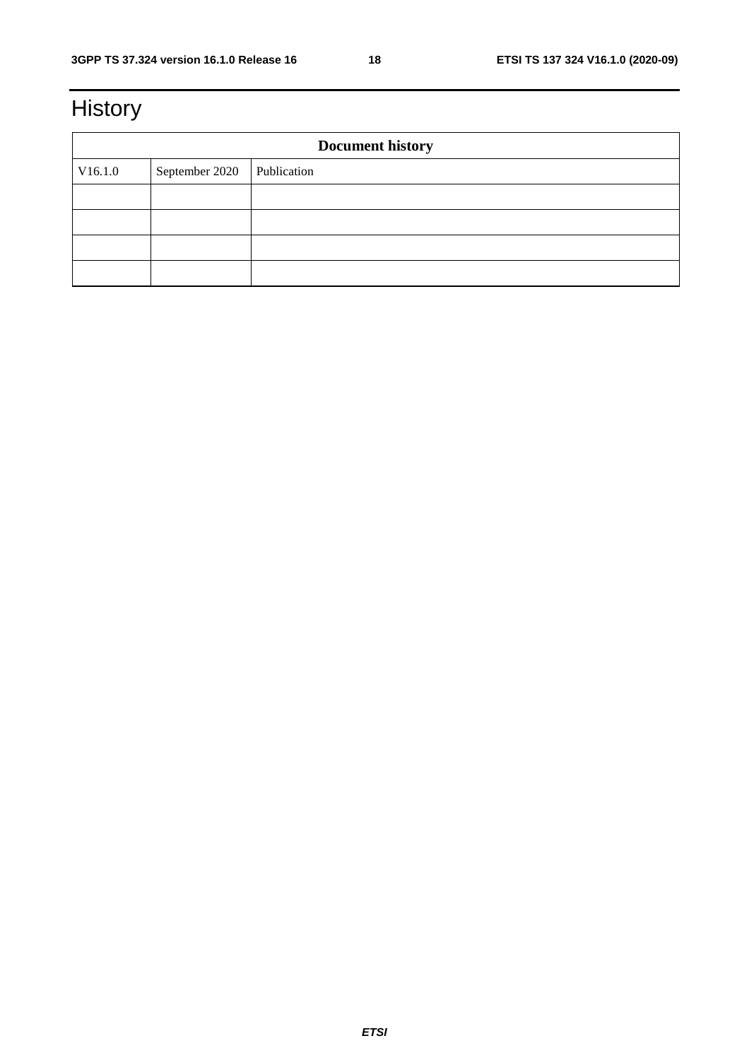# History

| Document history | | |
|---|---|---|
| V16.1.0 | September 2020 | Publication |
| | | |
| | | |
| | | |
| | | |